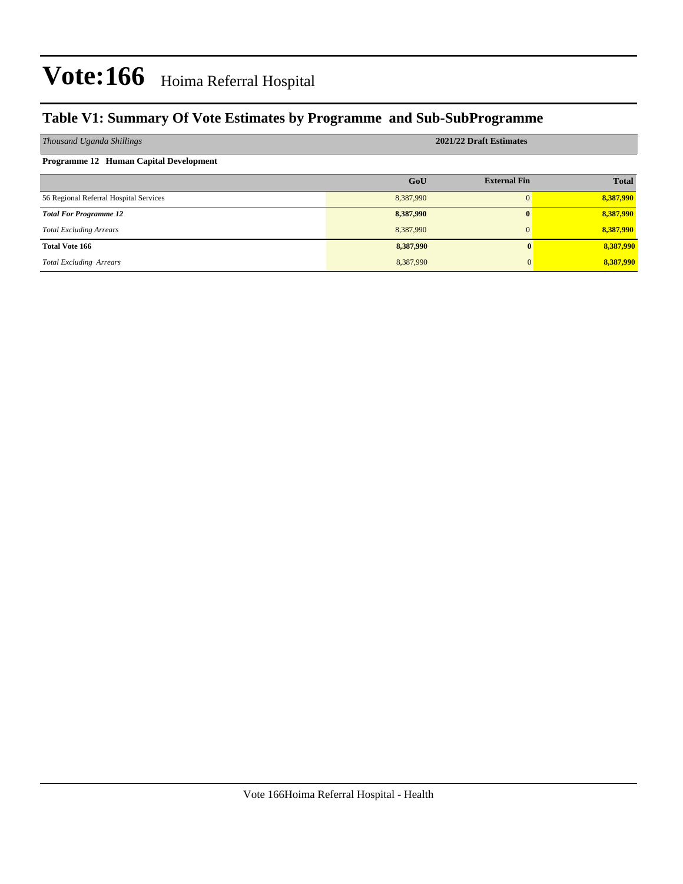# Vote:166 Hoima Referral Hospital

## Table V1: Summary Of Vote Estimates by Programme and Sub-SubProgramme

| *Thousand Uganda Shillings* | 2021/22 Draft Estimates | | |
|---|---|---|---|
| **Programme 12 Human Capital Development** | | | |
| | **GoU** | **External Fin** | **Total** |
| 56 Regional Referral Hospital Services | 8,387,990 | 0 | **8,387,990** |
| ***Total For Programme 12*** | **8,387,990** | **0** | **8,387,990** |
| *Total Excluding Arrears* | 8,387,990 | 0 | **8,387,990** |
| **Total Vote 166** | **8,387,990** | **0** | **8,387,990** |
| *Total Excluding Arrears* | 8,387,990 | 0 | **8,387,990** |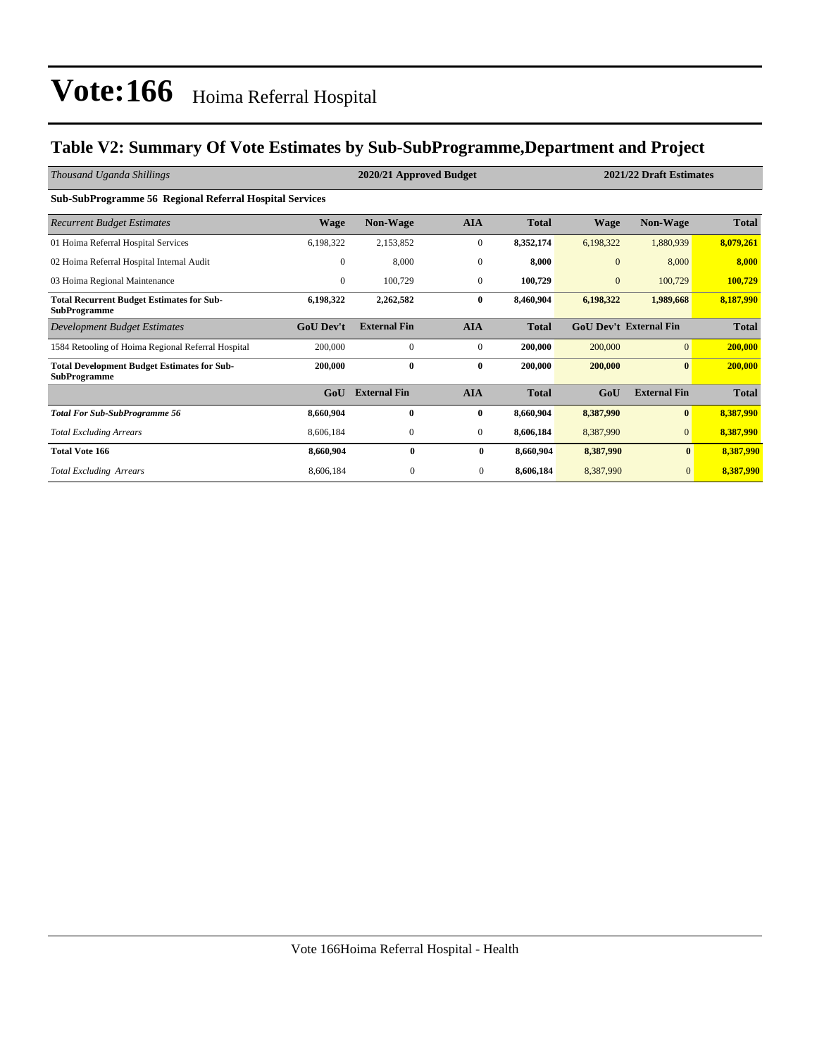# Vote:166 Hoima Referral Hospital

## Table V2: Summary Of Vote Estimates by Sub-SubProgramme,Department and Project

| *Thousand Uganda Shillings* | 2020/21 Approved Budget | | | | 2021/22 Draft Estimates | | |
|---|---|---|---|---|---|---|---|
| **Sub-SubProgramme 56 Regional Referral Hospital Services** | | | | | | | |
| *Recurrent Budget Estimates* | **Wage** | **Non-Wage** | **AIA** | **Total** | **Wage** | **Non-Wage** | **Total** |
| 01 Hoima Referral Hospital Services | 6,198,322 | 2,153,852 | 0 | **8,352,174** | 6,198,322 | 1,880,939 | **8,079,261** |
| 02 Hoima Regional Hospital Internal Audit | 0 | 8,000 | 0 | **8,000** | 0 | 8,000 | **8,000** |
| 03 Hoima Regional Maintenance | 0 | 100,729 | 0 | **100,729** | 0 | 100,729 | **100,729** |
| **Total Recurrent Budget Estimates for Sub-SubProgramme** | **6,198,322** | **2,262,582** | **0** | **8,460,904** | **6,198,322** | **1,989,668** | **8,187,990** |
| *Development Budget Estimates* | **GoU Dev't** | **External Fin** | **AIA** | **Total** | **GoU Dev't** | **External Fin** | **Total** |
| 1584 Retooling of Hoima Regional Referral Hospital | 200,000 | 0 | 0 | **200,000** | 200,000 | 0 | **200,000** |
| **Total Development Budget Estimates for Sub-SubProgramme** | **200,000** | **0** | **0** | **200,000** | **200,000** | **0** | **200,000** |
| | **GoU** | **External Fin** | **AIA** | **Total** | **GoU** | **External Fin** | **Total** |
| ***Total For Sub-SubProgramme 56*** | **8,660,904** | **0** | **0** | **8,660,904** | **8,387,990** | **0** | **8,387,990** |
| *Total Excluding Arrears* | 8,606,184 | 0 | 0 | **8,606,184** | 8,387,990 | 0 | **8,387,990** |
| **Total Vote 166** | **8,660,904** | **0** | **0** | **8,660,904** | **8,387,990** | **0** | **8,387,990** |
| *Total Excluding Arrears* | 8,606,184 | 0 | 0 | **8,606,184** | 8,387,990 | 0 | **8,387,990** |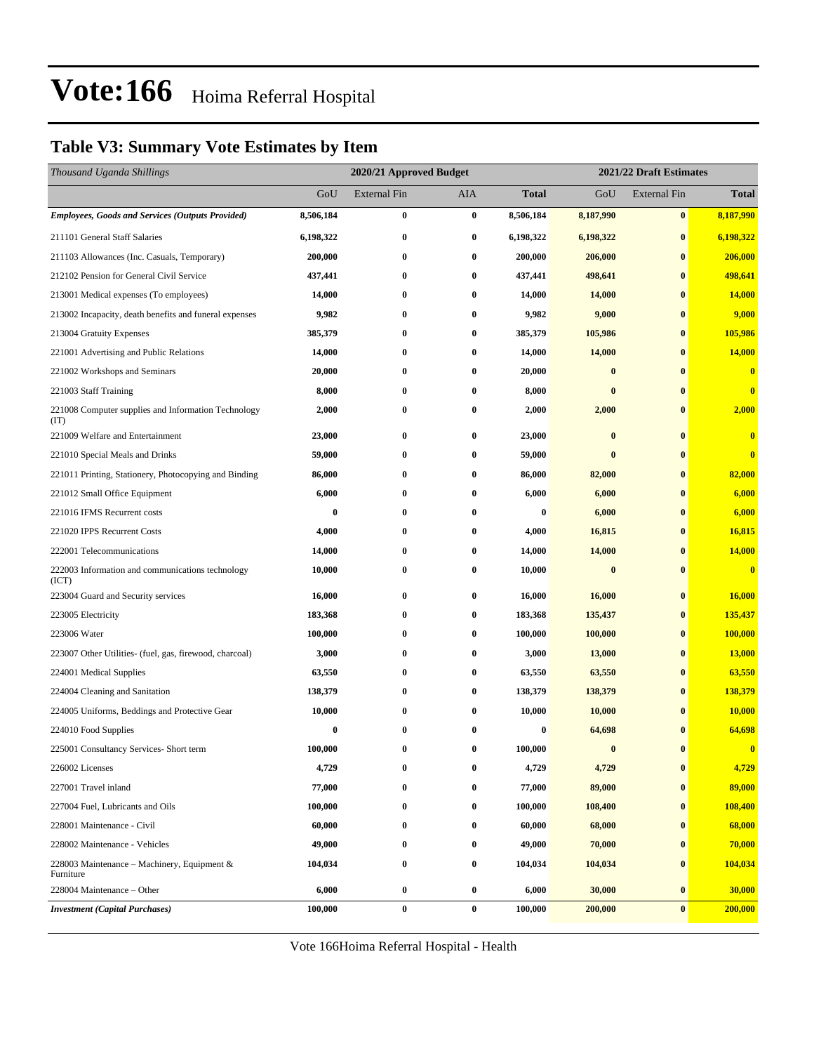# Vote:166 Hoima Referral Hospital

## Table V3: Summary Vote Estimates by Item

| *Thousand Uganda Shillings* | 2020/21 Approved Budget | | | | 2021/22 Draft Estimates | | |
|---|---|---|---|---|---|---|---|
| | GoU | External Fin | AIA | **Total** | GoU | External Fin | **Total** |
| ***Employees, Goods and Services (Outputs Provided)*** | **8,506,184** | **0** | **0** | **8,506,184** | **8,187,990** | **0** | **8,187,990** |
| 211101 General Staff Salaries | **6,198,322** | **0** | **0** | **6,198,322** | **6,198,322** | **0** | **6,198,322** |
| 211103 Allowances (Inc. Casuals, Temporary) | **200,000** | **0** | **0** | **200,000** | **206,000** | **0** | **206,000** |
| 212102 Pension for General Civil Service | **437,441** | **0** | **0** | **437,441** | **498,641** | **0** | **498,641** |
| 213001 Medical expenses (To employees) | **14,000** | **0** | **0** | **14,000** | **14,000** | **0** | **14,000** |
| 213002 Incapacity, death benefits and funeral expenses | **9,982** | **0** | **0** | **9,982** | **9,000** | **0** | **9,000** |
| 213004 Gratuity Expenses | **385,379** | **0** | **0** | **385,379** | **105,986** | **0** | **105,986** |
| 221001 Advertising and Public Relations | **14,000** | **0** | **0** | **14,000** | **14,000** | **0** | **14,000** |
| 221002 Workshops and Seminars | **20,000** | **0** | **0** | **20,000** | **0** | **0** | **0** |
| 221003 Staff Training | **8,000** | **0** | **0** | **8,000** | **0** | **0** | **0** |
| 221008 Computer supplies and Information Technology (IT) | **2,000** | **0** | **0** | **2,000** | **2,000** | **0** | **2,000** |
| 221009 Welfare and Entertainment | **23,000** | **0** | **0** | **23,000** | **0** | **0** | **0** |
| 221010 Special Meals and Drinks | **59,000** | **0** | **0** | **59,000** | **0** | **0** | **0** |
| 221011 Printing, Stationery, Photocopying and Binding | **86,000** | **0** | **0** | **86,000** | **82,000** | **0** | **82,000** |
| 221012 Small Office Equipment | **6,000** | **0** | **0** | **6,000** | **6,000** | **0** | **6,000** |
| 221016 IFMS Recurrent costs | **0** | **0** | **0** | **0** | **6,000** | **0** | **6,000** |
| 221020 IPPS Recurrent Costs | **4,000** | **0** | **0** | **4,000** | **16,815** | **0** | **16,815** |
| 222001 Telecommunications | **14,000** | **0** | **0** | **14,000** | **14,000** | **0** | **14,000** |
| 222003 Information and communications technology (ICT) | **10,000** | **0** | **0** | **10,000** | **0** | **0** | **0** |
| 223004 Guard and Security services | **16,000** | **0** | **0** | **16,000** | **16,000** | **0** | **16,000** |
| 223005 Electricity | **183,368** | **0** | **0** | **183,368** | **135,437** | **0** | **135,437** |
| 223006 Water | **100,000** | **0** | **0** | **100,000** | **100,000** | **0** | **100,000** |
| 223007 Other Utilities- (fuel, gas, firewood, charcoal) | **3,000** | **0** | **0** | **3,000** | **13,000** | **0** | **13,000** |
| 224001 Medical Supplies | **63,550** | **0** | **0** | **63,550** | **63,550** | **0** | **63,550** |
| 224004 Cleaning and Sanitation | **138,379** | **0** | **0** | **138,379** | **138,379** | **0** | **138,379** |
| 224005 Uniforms, Beddings and Protective Gear | **10,000** | **0** | **0** | **10,000** | **10,000** | **0** | **10,000** |
| 224010 Food Supplies | **0** | **0** | **0** | **0** | **64,698** | **0** | **64,698** |
| 225001 Consultancy Services- Short term | **100,000** | **0** | **0** | **100,000** | **0** | **0** | **0** |
| 226002 Licenses | **4,729** | **0** | **0** | **4,729** | **4,729** | **0** | **4,729** |
| 227001 Travel inland | **77,000** | **0** | **0** | **77,000** | **89,000** | **0** | **89,000** |
| 227004 Fuel, Lubricants and Oils | **100,000** | **0** | **0** | **100,000** | **108,400** | **0** | **108,400** |
| 228001 Maintenance - Civil | **60,000** | **0** | **0** | **60,000** | **68,000** | **0** | **68,000** |
| 228002 Maintenance - Vehicles | **49,000** | **0** | **0** | **49,000** | **70,000** | **0** | **70,000** |
| 228003 Maintenance – Machinery, Equipment & Furniture | **104,034** | **0** | **0** | **104,034** | **104,034** | **0** | **104,034** |
| 228004 Maintenance – Other | **6,000** | **0** | **0** | **6,000** | **30,000** | **0** | **30,000** |
| ***Investment (Capital Purchases)*** | **100,000** | **0** | **0** | **100,000** | **200,000** | **0** | **200,000** |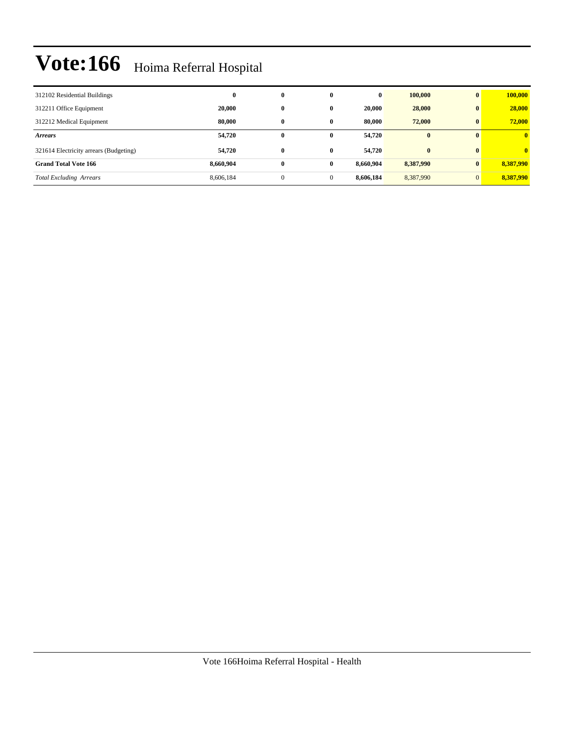# Vote:166 Hoima Referral Hospital

| | | | | | | | |
|---|---|---|---|---|---|---|---|
| 312102 Residential Buildings | **0** | **0** | **0** | **0** | **100,000** | **0** | **100,000** |
| 312211 Office Equipment | **20,000** | **0** | **0** | **20,000** | **28,000** | **0** | **28,000** |
| 312212 Medical Equipment | **80,000** | **0** | **0** | **80,000** | **72,000** | **0** | **72,000** |
| ***Arrears*** | **54,720** | **0** | **0** | **54,720** | **0** | **0** | **0** |
| 321614 Electricity arrears (Budgeting) | **54,720** | **0** | **0** | **54,720** | **0** | **0** | **0** |
| **Grand Total Vote 166** | **8,660,904** | **0** | **0** | **8,660,904** | **8,387,990** | **0** | **8,387,990** |
| *Total Excluding Arrears* | 8,606,184 | 0 | 0 | **8,606,184** | 8,387,990 | 0 | **8,387,990** |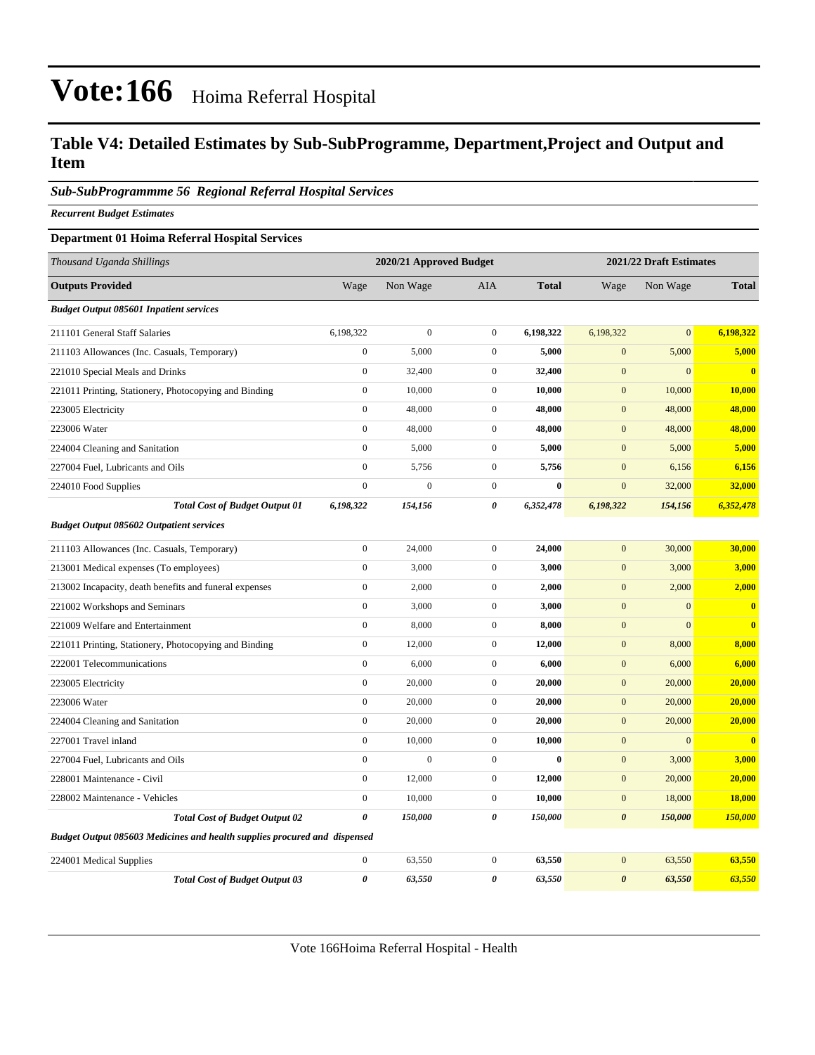# Vote:166 Hoima Referral Hospital

## Table V4: Detailed Estimates by Sub-SubProgramme, Department,Project and Output and Item

### *Sub-SubProgrammme 56 Regional Referral Hospital Services*

***Recurrent Budget Estimates***

**Department 01 Hoima Referral Hospital Services**

| *Thousand Uganda Shillings* | 2020/21 Approved Budget | | | | 2021/22 Draft Estimates | | |
|---|---|---|---|---|---|---|---|
| **Outputs Provided** | Wage | Non Wage | AIA | **Total** | Wage | Non Wage | **Total** |
| ***Budget Output 085601 Inpatient services*** | | | | | | | |
| 211101 General Staff Salaries | 6,198,322 | 0 | 0 | **6,198,322** | 6,198,322 | 0 | **6,198,322** |
| 211103 Allowances (Inc. Casuals, Temporary) | 0 | 5,000 | 0 | **5,000** | 0 | 5,000 | **5,000** |
| 221010 Special Meals and Drinks | 0 | 32,400 | 0 | **32,400** | 0 | 0 | **0** |
| 221011 Printing, Stationery, Photocopying and Binding | 0 | 10,000 | 0 | **10,000** | 0 | 10,000 | **10,000** |
| 223005 Electricity | 0 | 48,000 | 0 | **48,000** | 0 | 48,000 | **48,000** |
| 223006 Water | 0 | 48,000 | 0 | **48,000** | 0 | 48,000 | **48,000** |
| 224004 Cleaning and Sanitation | 0 | 5,000 | 0 | **5,000** | 0 | 5,000 | **5,000** |
| 227004 Fuel, Lubricants and Oils | 0 | 5,756 | 0 | **5,756** | 0 | 6,156 | **6,156** |
| 224010 Food Supplies | 0 | 0 | 0 | **0** | 0 | 32,000 | **32,000** |
| ***Total Cost of Budget Output 01*** | ***6,198,322*** | ***154,156*** | ***0*** | ***6,352,478*** | ***6,198,322*** | ***154,156*** | ***6,352,478*** |
| ***Budget Output 085602 Outpatient services*** | | | | | | | |
| 211103 Allowances (Inc. Casuals, Temporary) | 0 | 24,000 | 0 | **24,000** | 0 | 30,000 | **30,000** |
| 213001 Medical expenses (To employees) | 0 | 3,000 | 0 | **3,000** | 0 | 3,000 | **3,000** |
| 213002 Incapacity, death benefits and funeral expenses | 0 | 2,000 | 0 | **2,000** | 0 | 2,000 | **2,000** |
| 221002 Workshops and Seminars | 0 | 3,000 | 0 | **3,000** | 0 | 0 | **0** |
| 221009 Welfare and Entertainment | 0 | 8,000 | 0 | **8,000** | 0 | 0 | **0** |
| 221011 Printing, Stationery, Photocopying and Binding | 0 | 12,000 | 0 | **12,000** | 0 | 8,000 | **8,000** |
| 222001 Telecommunications | 0 | 6,000 | 0 | **6,000** | 0 | 6,000 | **6,000** |
| 223005 Electricity | 0 | 20,000 | 0 | **20,000** | 0 | 20,000 | **20,000** |
| 223006 Water | 0 | 20,000 | 0 | **20,000** | 0 | 20,000 | **20,000** |
| 224004 Cleaning and Sanitation | 0 | 20,000 | 0 | **20,000** | 0 | 20,000 | **20,000** |
| 227001 Travel inland | 0 | 10,000 | 0 | **10,000** | 0 | 0 | **0** |
| 227004 Fuel, Lubricants and Oils | 0 | 0 | 0 | **0** | 0 | 3,000 | **3,000** |
| 228001 Maintenance - Civil | 0 | 12,000 | 0 | **12,000** | 0 | 20,000 | **20,000** |
| 228002 Maintenance - Vehicles | 0 | 10,000 | 0 | **10,000** | 0 | 18,000 | **18,000** |
| ***Total Cost of Budget Output 02*** | ***0*** | ***150,000*** | ***0*** | ***150,000*** | ***0*** | ***150,000*** | ***150,000*** |
| ***Budget Output 085603 Medicines and health supplies procured and dispensed*** | | | | | | | |
| 224001 Medical Supplies | 0 | 63,550 | 0 | **63,550** | 0 | 63,550 | **63,550** |
| ***Total Cost of Budget Output 03*** | ***0*** | ***63,550*** | ***0*** | ***63,550*** | ***0*** | ***63,550*** | ***63,550*** |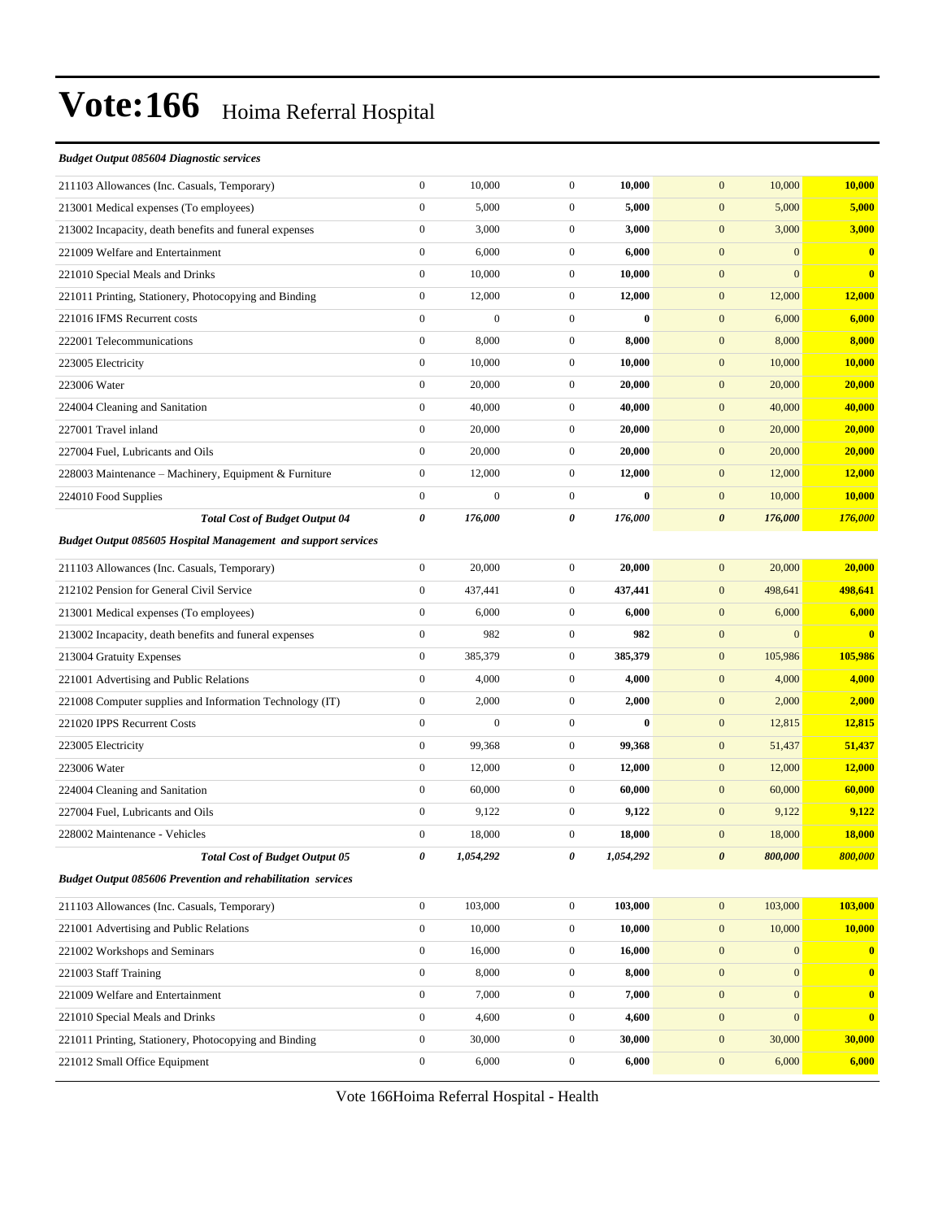# Vote:166 Hoima Referral Hospital

***Budget Output 085604 Diagnostic services***

| | | | | | | | |
|---|---|---|---|---|---|---|---|
| 211103 Allowances (Inc. Casuals, Temporary) | 0 | 10,000 | 0 | **10,000** | 0 | 10,000 | **10,000** |
| 213001 Medical expenses (To employees) | 0 | 5,000 | 0 | **5,000** | 0 | 5,000 | **5,000** |
| 213002 Incapacity, death benefits and funeral expenses | 0 | 3,000 | 0 | **3,000** | 0 | 3,000 | **3,000** |
| 221009 Welfare and Entertainment | 0 | 6,000 | 0 | **6,000** | 0 | 0 | **0** |
| 221010 Special Meals and Drinks | 0 | 10,000 | 0 | **10,000** | 0 | 0 | **0** |
| 221011 Printing, Stationery, Photocopying and Binding | 0 | 12,000 | 0 | **12,000** | 0 | 12,000 | **12,000** |
| 221016 IFMS Recurrent costs | 0 | 0 | 0 | **0** | 0 | 6,000 | **6,000** |
| 222001 Telecommunications | 0 | 8,000 | 0 | **8,000** | 0 | 8,000 | **8,000** |
| 223005 Electricity | 0 | 10,000 | 0 | **10,000** | 0 | 10,000 | **10,000** |
| 223006 Water | 0 | 20,000 | 0 | **20,000** | 0 | 20,000 | **20,000** |
| 224004 Cleaning and Sanitation | 0 | 40,000 | 0 | **40,000** | 0 | 40,000 | **40,000** |
| 227001 Travel inland | 0 | 20,000 | 0 | **20,000** | 0 | 20,000 | **20,000** |
| 227004 Fuel, Lubricants and Oils | 0 | 20,000 | 0 | **20,000** | 0 | 20,000 | **20,000** |
| 228003 Maintenance – Machinery, Equipment & Furniture | 0 | 12,000 | 0 | **12,000** | 0 | 12,000 | **12,000** |
| 224010 Food Supplies | 0 | 0 | 0 | **0** | 0 | 10,000 | **10,000** |
| ***Total Cost of Budget Output 04*** | ***0*** | ***176,000*** | ***0*** | ***176,000*** | ***0*** | ***176,000*** | ***176,000*** |

***Budget Output 085605 Hospital Management and support services***

| | | | | | | | |
|---|---|---|---|---|---|---|---|
| 211103 Allowances (Inc. Casuals, Temporary) | 0 | 20,000 | 0 | **20,000** | 0 | 20,000 | **20,000** |
| 212102 Pension for General Civil Service | 0 | 437,441 | 0 | **437,441** | 0 | 498,641 | **498,641** |
| 213001 Medical expenses (To employees) | 0 | 6,000 | 0 | **6,000** | 0 | 6,000 | **6,000** |
| 213002 Incapacity, death benefits and funeral expenses | 0 | 982 | 0 | **982** | 0 | 0 | **0** |
| 213004 Gratuity Expenses | 0 | 385,379 | 0 | **385,379** | 0 | 105,986 | **105,986** |
| 221001 Advertising and Public Relations | 0 | 4,000 | 0 | **4,000** | 0 | 4,000 | **4,000** |
| 221008 Computer supplies and Information Technology (IT) | 0 | 2,000 | 0 | **2,000** | 0 | 2,000 | **2,000** |
| 221020 IPPS Recurrent Costs | 0 | 0 | 0 | **0** | 0 | 12,815 | **12,815** |
| 223005 Electricity | 0 | 99,368 | 0 | **99,368** | 0 | 51,437 | **51,437** |
| 223006 Water | 0 | 12,000 | 0 | **12,000** | 0 | 12,000 | **12,000** |
| 224004 Cleaning and Sanitation | 0 | 60,000 | 0 | **60,000** | 0 | 60,000 | **60,000** |
| 227004 Fuel, Lubricants and Oils | 0 | 9,122 | 0 | **9,122** | 0 | 9,122 | **9,122** |
| 228002 Maintenance - Vehicles | 0 | 18,000 | 0 | **18,000** | 0 | 18,000 | **18,000** |
| ***Total Cost of Budget Output 05*** | ***0*** | ***1,054,292*** | ***0*** | ***1,054,292*** | ***0*** | ***800,000*** | ***800,000*** |

***Budget Output 085606 Prevention and rehabilitation services***

| | | | | | | | |
|---|---|---|---|---|---|---|---|
| 211103 Allowances (Inc. Casuals, Temporary) | 0 | 103,000 | 0 | **103,000** | 0 | 103,000 | **103,000** |
| 221001 Advertising and Public Relations | 0 | 10,000 | 0 | **10,000** | 0 | 10,000 | **10,000** |
| 221002 Workshops and Seminars | 0 | 16,000 | 0 | **16,000** | 0 | 0 | **0** |
| 221003 Staff Training | 0 | 8,000 | 0 | **8,000** | 0 | 0 | **0** |
| 221009 Welfare and Entertainment | 0 | 7,000 | 0 | **7,000** | 0 | 0 | **0** |
| 221010 Special Meals and Drinks | 0 | 4,600 | 0 | **4,600** | 0 | 0 | **0** |
| 221011 Printing, Stationery, Photocopying and Binding | 0 | 30,000 | 0 | **30,000** | 0 | 30,000 | **30,000** |
| 221012 Small Office Equipment | 0 | 6,000 | 0 | **6,000** | 0 | 6,000 | **6,000** |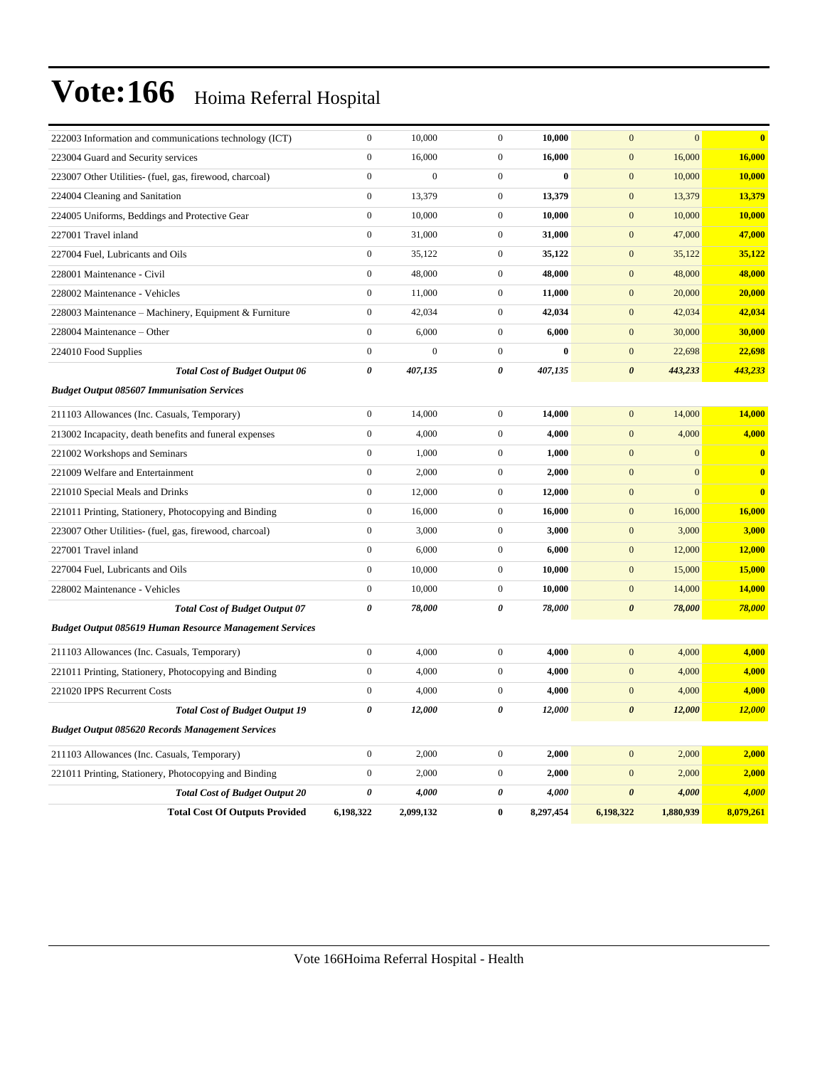# Vote:166 Hoima Referral Hospital

| | | | | | | | |
|---|---|---|---|---|---|---|---|
| 222003 Information and communications technology (ICT) | 0 | 10,000 | 0 | **10,000** | 0 | 0 | **0** |
| 223004 Guard and Security services | 0 | 16,000 | 0 | **16,000** | 0 | 16,000 | **16,000** |
| 223007 Other Utilities- (fuel, gas, firewood, charcoal) | 0 | 0 | 0 | **0** | 0 | 10,000 | **10,000** |
| 224004 Cleaning and Sanitation | 0 | 13,379 | 0 | **13,379** | 0 | 13,379 | **13,379** |
| 224005 Uniforms, Beddings and Protective Gear | 0 | 10,000 | 0 | **10,000** | 0 | 10,000 | **10,000** |
| 227001 Travel inland | 0 | 31,000 | 0 | **31,000** | 0 | 47,000 | **47,000** |
| 227004 Fuel, Lubricants and Oils | 0 | 35,122 | 0 | **35,122** | 0 | 35,122 | **35,122** |
| 228001 Maintenance - Civil | 0 | 48,000 | 0 | **48,000** | 0 | 48,000 | **48,000** |
| 228002 Maintenance - Vehicles | 0 | 11,000 | 0 | **11,000** | 0 | 20,000 | **20,000** |
| 228003 Maintenance – Machinery, Equipment & Furniture | 0 | 42,034 | 0 | **42,034** | 0 | 42,034 | **42,034** |
| 228004 Maintenance – Other | 0 | 6,000 | 0 | **6,000** | 0 | 30,000 | **30,000** |
| 224010 Food Supplies | 0 | 0 | 0 | **0** | 0 | 22,698 | **22,698** |
| ***Total Cost of Budget Output 06*** | ***0*** | ***407,135*** | ***0*** | ***407,135*** | ***0*** | ***443,233*** | ***443,233*** |
| ***Budget Output 085607 Immunisation Services*** | | | | | | | |
| 211103 Allowances (Inc. Casuals, Temporary) | 0 | 14,000 | 0 | **14,000** | 0 | 14,000 | **14,000** |
| 213002 Incapacity, death benefits and funeral expenses | 0 | 4,000 | 0 | **4,000** | 0 | 4,000 | **4,000** |
| 221002 Workshops and Seminars | 0 | 1,000 | 0 | **1,000** | 0 | 0 | **0** |
| 221009 Welfare and Entertainment | 0 | 2,000 | 0 | **2,000** | 0 | 0 | **0** |
| 221010 Special Meals and Drinks | 0 | 12,000 | 0 | **12,000** | 0 | 0 | **0** |
| 221011 Printing, Stationery, Photocopying and Binding | 0 | 16,000 | 0 | **16,000** | 0 | 16,000 | **16,000** |
| 223007 Other Utilities- (fuel, gas, firewood, charcoal) | 0 | 3,000 | 0 | **3,000** | 0 | 3,000 | **3,000** |
| 227001 Travel inland | 0 | 6,000 | 0 | **6,000** | 0 | 12,000 | **12,000** |
| 227004 Fuel, Lubricants and Oils | 0 | 10,000 | 0 | **10,000** | 0 | 15,000 | **15,000** |
| 228002 Maintenance - Vehicles | 0 | 10,000 | 0 | **10,000** | 0 | 14,000 | **14,000** |
| ***Total Cost of Budget Output 07*** | ***0*** | ***78,000*** | ***0*** | ***78,000*** | ***0*** | ***78,000*** | ***78,000*** |
| ***Budget Output 085619 Human Resource Management Services*** | | | | | | | |
| 211103 Allowances (Inc. Casuals, Temporary) | 0 | 4,000 | 0 | **4,000** | 0 | 4,000 | **4,000** |
| 221011 Printing, Stationery, Photocopying and Binding | 0 | 4,000 | 0 | **4,000** | 0 | 4,000 | **4,000** |
| 221020 IPPS Recurrent Costs | 0 | 4,000 | 0 | **4,000** | 0 | 4,000 | **4,000** |
| ***Total Cost of Budget Output 19*** | ***0*** | ***12,000*** | ***0*** | ***12,000*** | ***0*** | ***12,000*** | ***12,000*** |
| ***Budget Output 085620 Records Management Services*** | | | | | | | |
| 211103 Allowances (Inc. Casuals, Temporary) | 0 | 2,000 | 0 | **2,000** | 0 | 2,000 | **2,000** |
| 221011 Printing, Stationery, Photocopying and Binding | 0 | 2,000 | 0 | **2,000** | 0 | 2,000 | **2,000** |
| ***Total Cost of Budget Output 20*** | ***0*** | ***4,000*** | ***0*** | ***4,000*** | ***0*** | ***4,000*** | ***4,000*** |
| **Total Cost Of Outputs Provided** | **6,198,322** | **2,099,132** | **0** | **8,297,454** | **6,198,322** | **1,880,939** | **8,079,261** |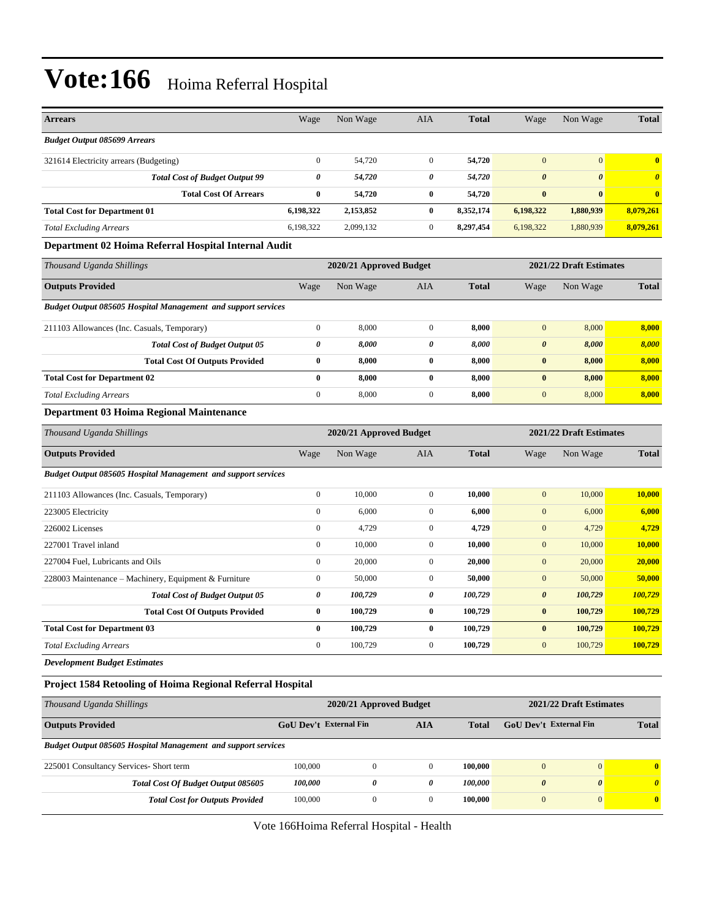# Vote:166 Hoima Referral Hospital

| Arrears | Wage | Non Wage | AIA | Total | Wage | Non Wage | Total |
|---|---|---|---|---|---|---|---|
| *Budget Output 085699 Arrears* | | | | | | | |
| 321614 Electricity arrears (Budgeting) | 0 | 54,720 | 0 | **54,720** | 0 | 0 | **0** |
| ***Total Cost of Budget Output 99*** | ***0*** | ***54,720*** | ***0*** | ***54,720*** | ***0*** | ***0*** | ***0*** |
| **Total Cost Of Arrears** | **0** | **54,720** | **0** | **54,720** | **0** | **0** | **0** |
| **Total Cost for Department 01** | **6,198,322** | **2,153,852** | **0** | **8,352,174** | **6,198,322** | **1,880,939** | **8,079,261** |
| *Total Excluding Arrears* | 6,198,322 | 2,099,132 | 0 | **8,297,454** | 6,198,322 | 1,880,939 | **8,079,261** |

### Department 02 Hoima Referral Hospital Internal Audit

| *Thousand Uganda Shillings* | 2020/21 Approved Budget | | | | 2021/22 Draft Estimates | | |
|---|---|---|---|---|---|---|---|
| **Outputs Provided** | Wage | Non Wage | AIA | **Total** | Wage | Non Wage | **Total** |
| *Budget Output 085605 Hospital Management and support services* | | | | | | | |
| 211103 Allowances (Inc. Casuals, Temporary) | 0 | 8,000 | 0 | **8,000** | 0 | 8,000 | **8,000** |
| ***Total Cost of Budget Output 05*** | ***0*** | ***8,000*** | ***0*** | ***8,000*** | ***0*** | ***8,000*** | ***8,000*** |
| **Total Cost Of Outputs Provided** | **0** | **8,000** | **0** | **8,000** | **0** | **8,000** | **8,000** |
| **Total Cost for Department 02** | **0** | **8,000** | **0** | **8,000** | **0** | **8,000** | **8,000** |
| *Total Excluding Arrears* | 0 | 8,000 | 0 | **8,000** | 0 | 8,000 | **8,000** |

### Department 03 Hoima Regional Maintenance

| *Thousand Uganda Shillings* | 2020/21 Approved Budget | | | | 2021/22 Draft Estimates | | |
|---|---|---|---|---|---|---|---|
| **Outputs Provided** | Wage | Non Wage | AIA | **Total** | Wage | Non Wage | **Total** |
| *Budget Output 085605 Hospital Management and support services* | | | | | | | |
| 211103 Allowances (Inc. Casuals, Temporary) | 0 | 10,000 | 0 | **10,000** | 0 | 10,000 | **10,000** |
| 223005 Electricity | 0 | 6,000 | 0 | **6,000** | 0 | 6,000 | **6,000** |
| 226002 Licenses | 0 | 4,729 | 0 | **4,729** | 0 | 4,729 | **4,729** |
| 227001 Travel inland | 0 | 10,000 | 0 | **10,000** | 0 | 10,000 | **10,000** |
| 227004 Fuel, Lubricants and Oils | 0 | 20,000 | 0 | **20,000** | 0 | 20,000 | **20,000** |
| 228003 Maintenance – Machinery, Equipment & Furniture | 0 | 50,000 | 0 | **50,000** | 0 | 50,000 | **50,000** |
| ***Total Cost of Budget Output 05*** | ***0*** | ***100,729*** | ***0*** | ***100,729*** | ***0*** | ***100,729*** | ***100,729*** |
| **Total Cost Of Outputs Provided** | **0** | **100,729** | **0** | **100,729** | **0** | **100,729** | **100,729** |
| **Total Cost for Department 03** | **0** | **100,729** | **0** | **100,729** | **0** | **100,729** | **100,729** |
| *Total Excluding Arrears* | 0 | 100,729 | 0 | **100,729** | 0 | 100,729 | **100,729** |

***Development Budget Estimates***

### Project 1584 Retooling of Hoima Regional Referral Hospital

| *Thousand Uganda Shillings* | 2020/21 Approved Budget | | | | 2021/22 Draft Estimates | | |
|---|---|---|---|---|---|---|---|
| **Outputs Provided** | **GoU Dev't** | **External Fin** | **AIA** | **Total** | **GoU Dev't** | **External Fin** | **Total** |
| *Budget Output 085605 Hospital Management and support services* | | | | | | | |
| 225001 Consultancy Services- Short term | 100,000 | 0 | 0 | **100,000** | 0 | 0 | **0** |
| ***Total Cost Of Budget Output 085605*** | ***100,000*** | ***0*** | ***0*** | ***100,000*** | ***0*** | ***0*** | ***0*** |
| ***Total Cost for Outputs Provided*** | 100,000 | 0 | 0 | **100,000** | 0 | 0 | **0** |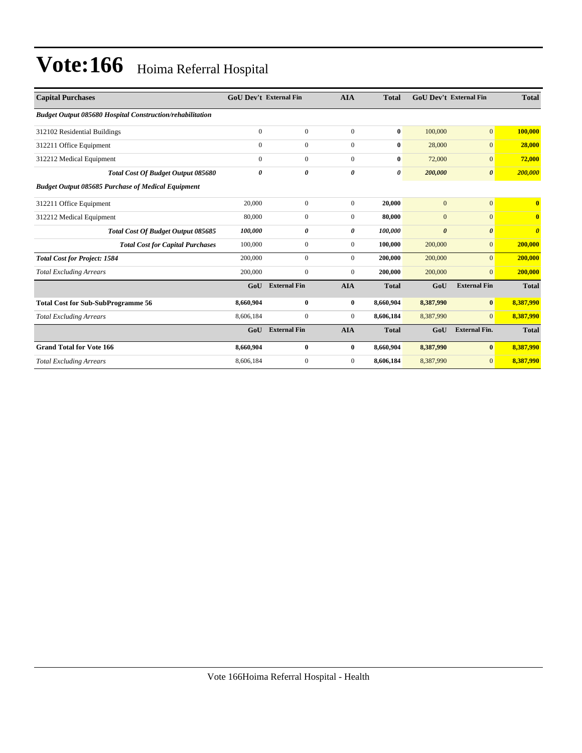# Vote:166 Hoima Referral Hospital

| Capital Purchases | GoU Dev't | External Fin | AIA | Total | GoU Dev't | External Fin | Total |
|---|---|---|---|---|---|---|---|
| ***Budget Output 085680 Hospital Construction/rehabilitation*** | | | | | | | |
| 312102 Residential Buildings | 0 | 0 | 0 | **0** | 100,000 | 0 | **100,000** |
| 312211 Office Equipment | 0 | 0 | 0 | **0** | 28,000 | 0 | **28,000** |
| 312212 Medical Equipment | 0 | 0 | 0 | **0** | 72,000 | 0 | **72,000** |
| ***Total Cost Of Budget Output 085680*** | ***0*** | ***0*** | ***0*** | ***0*** | ***200,000*** | ***0*** | ***200,000*** |
| ***Budget Output 085685 Purchase of Medical Equipment*** | | | | | | | |
| 312211 Office Equipment | 20,000 | 0 | 0 | **20,000** | 0 | 0 | **0** |
| 312212 Medical Equipment | 80,000 | 0 | 0 | **80,000** | 0 | 0 | **0** |
| ***Total Cost Of Budget Output 085685*** | ***100,000*** | ***0*** | ***0*** | ***100,000*** | ***0*** | ***0*** | ***0*** |
| ***Total Cost for Capital Purchases*** | 100,000 | 0 | 0 | **100,000** | 200,000 | 0 | **200,000** |
| ***Total Cost for Project: 1584*** | 200,000 | 0 | 0 | **200,000** | 200,000 | 0 | **200,000** |
| *Total Excluding Arrears* | 200,000 | 0 | 0 | **200,000** | 200,000 | 0 | **200,000** |
| | **GoU** | **External Fin** | **AIA** | **Total** | **GoU** | **External Fin** | **Total** |
| **Total Cost for Sub-SubProgramme 56** | **8,660,904** | **0** | **0** | **8,660,904** | **8,387,990** | **0** | **8,387,990** |
| *Total Excluding Arrears* | 8,606,184 | 0 | 0 | **8,606,184** | 8,387,990 | 0 | **8,387,990** |
| | **GoU** | **External Fin** | **AIA** | **Total** | **GoU** | **External Fin.** | **Total** |
| **Grand Total for Vote 166** | **8,660,904** | **0** | **0** | **8,660,904** | **8,387,990** | **0** | **8,387,990** |
| *Total Excluding Arrears* | 8,606,184 | 0 | 0 | **8,606,184** | 8,387,990 | 0 | **8,387,990** |